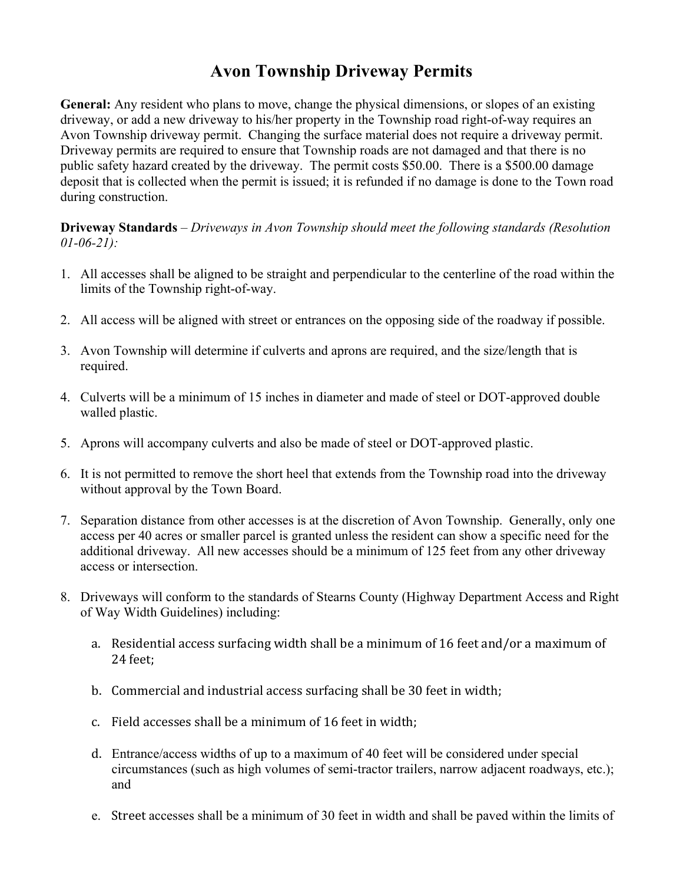# Avon Township Driveway Permits

**General:** Any resident who plans to move, change the physical dimensions, or slopes of an existing driveway, or add a new driveway to his/her property in the Township road right-of-way requires an Avon Township driveway permit. Changing the surface material does not require a driveway permit. Driveway permits are required to ensure that Township roads are not damaged and that there is no public safety hazard created by the driveway. The permit costs $50.00. There is a $500.00 damage deposit that is collected when the permit is issued; it is refunded if no damage is done to the Town road during construction.

**Driveway Standards** – *Driveways in Avon Township should meet the following standards (Resolution 01-06-21):*

1. All accesses shall be aligned to be straight and perpendicular to the centerline of the road within the limits of the Township right-of-way.

2. All access will be aligned with street or entrances on the opposing side of the roadway if possible.

3. Avon Township will determine if culverts and aprons are required, and the size/length that is required.

4. Culverts will be a minimum of 15 inches in diameter and made of steel or DOT-approved double walled plastic.

5. Aprons will accompany culverts and also be made of steel or DOT-approved plastic.

6. It is not permitted to remove the short heel that extends from the Township road into the driveway without approval by the Town Board.

7. Separation distance from other accesses is at the discretion of Avon Township. Generally, only one access per 40 acres or smaller parcel is granted unless the resident can show a specific need for the additional driveway. All new accesses should be a minimum of 125 feet from any other driveway access or intersection.

8. Driveways will conform to the standards of Stearns County (Highway Department Access and Right of Way Width Guidelines) including:

    a. Residential access surfacing width shall be a minimum of 16 feet and/or a maximum of 24 feet;

    b. Commercial and industrial access surfacing shall be 30 feet in width;

    c. Field accesses shall be a minimum of 16 feet in width;

    d. Entrance/access widths of up to a maximum of 40 feet will be considered under special circumstances (such as high volumes of semi-tractor trailers, narrow adjacent roadways, etc.); and

    e. Street accesses shall be a minimum of 30 feet in width and shall be paved within the limits of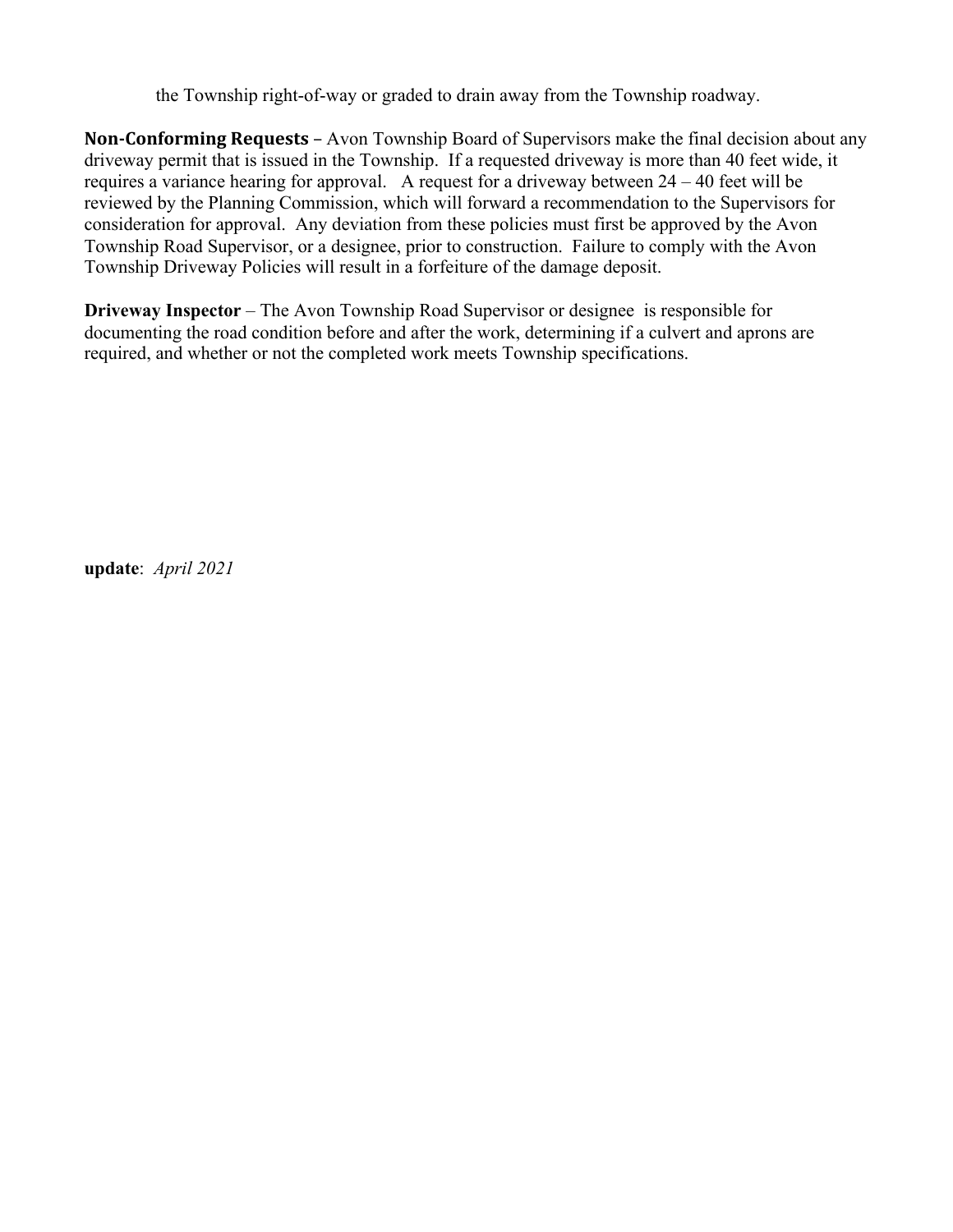the Township right-of-way or graded to drain away from the Township roadway.

**Non-Conforming Requests** – Avon Township Board of Supervisors make the final decision about any driveway permit that is issued in the Township. If a requested driveway is more than 40 feet wide, it requires a variance hearing for approval. A request for a driveway between 24 – 40 feet will be reviewed by the Planning Commission, which will forward a recommendation to the Supervisors for consideration for approval. Any deviation from these policies must first be approved by the Avon Township Road Supervisor, or a designee, prior to construction. Failure to comply with the Avon Township Driveway Policies will result in a forfeiture of the damage deposit.

**Driveway Inspector** – The Avon Township Road Supervisor or designee is responsible for documenting the road condition before and after the work, determining if a culvert and aprons are required, and whether or not the completed work meets Township specifications.

**update**: *April 2021*